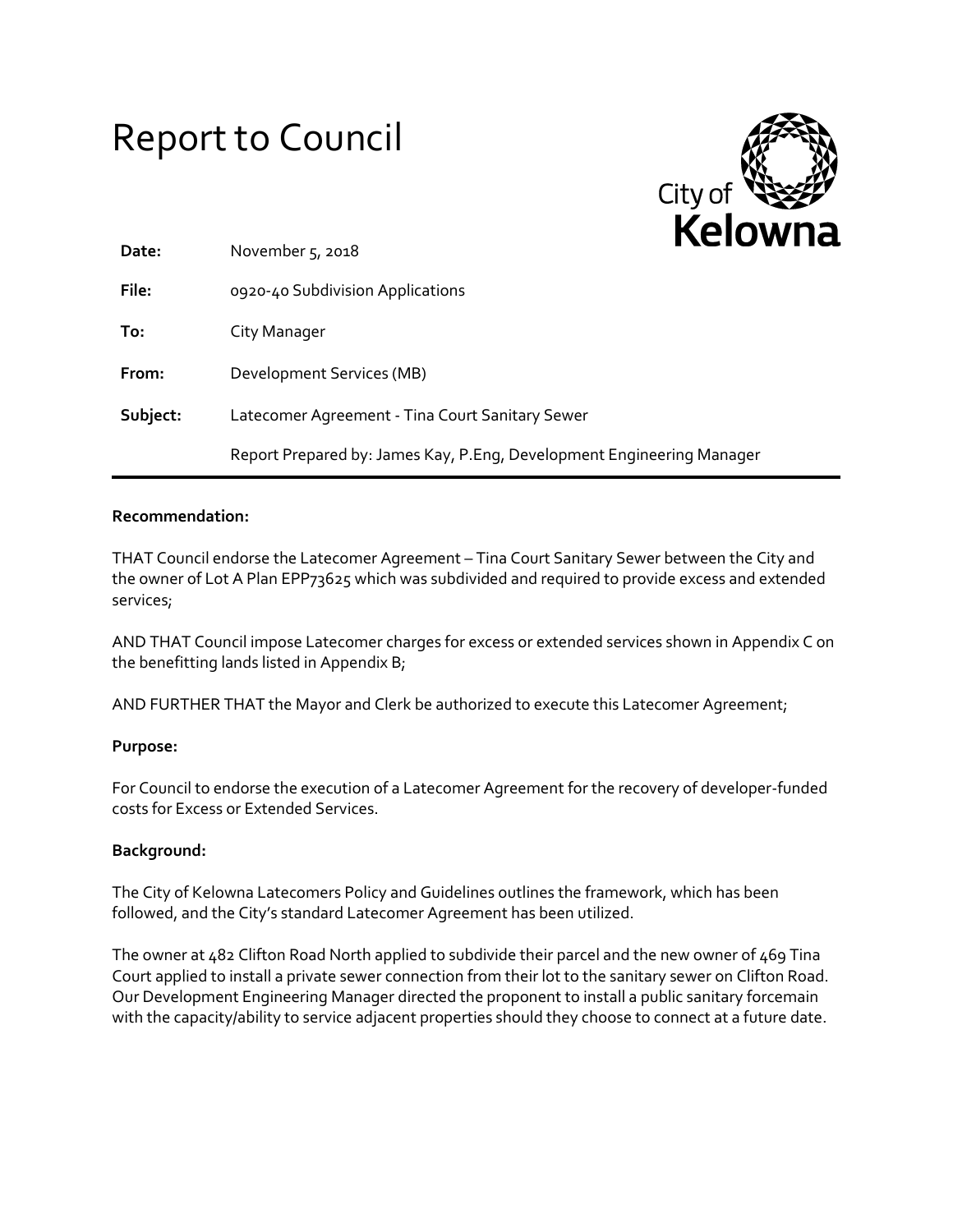# Report to Council

City of Kelowna

| | |
|---|---|
| **Date:** | November 5, 2018 |
| **File:** | 0920-40 Subdivision Applications |
| **To:** | City Manager |
| **From:** | Development Services (MB) |
| **Subject:** | Latecomer Agreement - Tina Court Sanitary Sewer |
| | Report Prepared by: James Kay, P.Eng, Development Engineering Manager |

**Recommendation:**

THAT Council endorse the Latecomer Agreement – Tina Court Sanitary Sewer between the City and the owner of Lot A Plan EPP73625 which was subdivided and required to provide excess and extended services;

AND THAT Council impose Latecomer charges for excess or extended services shown in Appendix C on the benefitting lands listed in Appendix B;

AND FURTHER THAT the Mayor and Clerk be authorized to execute this Latecomer Agreement;

**Purpose:**

For Council to endorse the execution of a Latecomer Agreement for the recovery of developer-funded costs for Excess or Extended Services.

**Background:**

The City of Kelowna Latecomers Policy and Guidelines outlines the framework, which has been followed, and the City's standard Latecomer Agreement has been utilized.

The owner at 482 Clifton Road North applied to subdivide their parcel and the new owner of 469 Tina Court applied to install a private sewer connection from their lot to the sanitary sewer on Clifton Road. Our Development Engineering Manager directed the proponent to install a public sanitary forcemain with the capacity/ability to service adjacent properties should they choose to connect at a future date.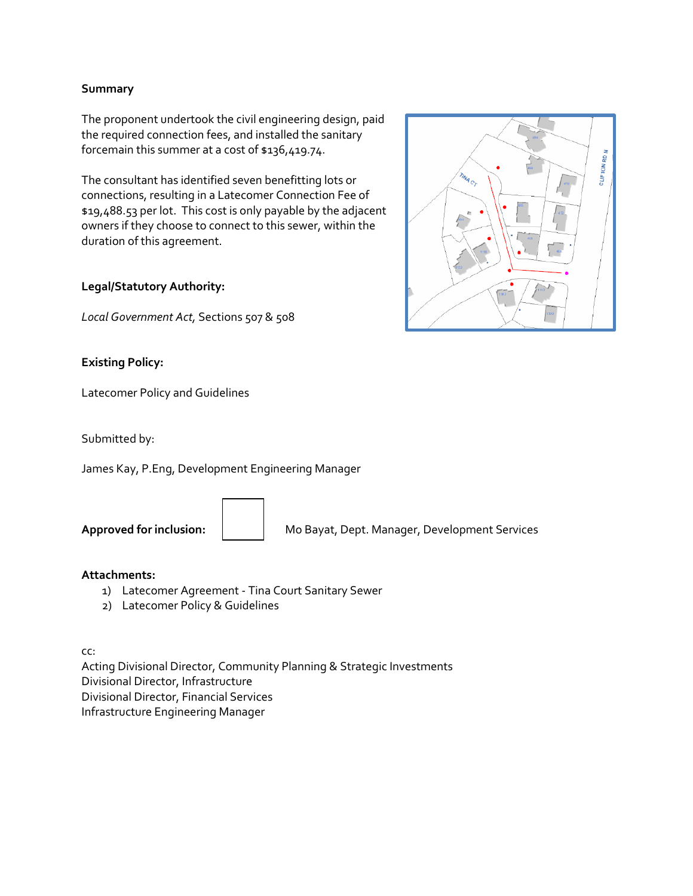**Summary**

The proponent undertook the civil engineering design, paid the required connection fees, and installed the sanitary forcemain this summer at a cost of $136,419.74.

The consultant has identified seven benefitting lots or connections, resulting in a Latecomer Connection Fee of $19,488.53 per lot. This cost is only payable by the adjacent owners if they choose to connect to this sewer, within the duration of this agreement.

**Legal/Statutory Authority:**

*Local Government Act,* Sections 507 & 508

**Existing Policy:**

Latecomer Policy and Guidelines

Submitted by:

James Kay, P.Eng, Development Engineering Manager

**Approved for inclusion:** Mo Bayat, Dept. Manager, Development Services

**Attachments:**

1) Latecomer Agreement - Tina Court Sanitary Sewer
2) Latecomer Policy & Guidelines

cc:
Acting Divisional Director, Community Planning & Strategic Investments
Divisional Director, Infrastructure
Divisional Director, Financial Services
Infrastructure Engineering Manager